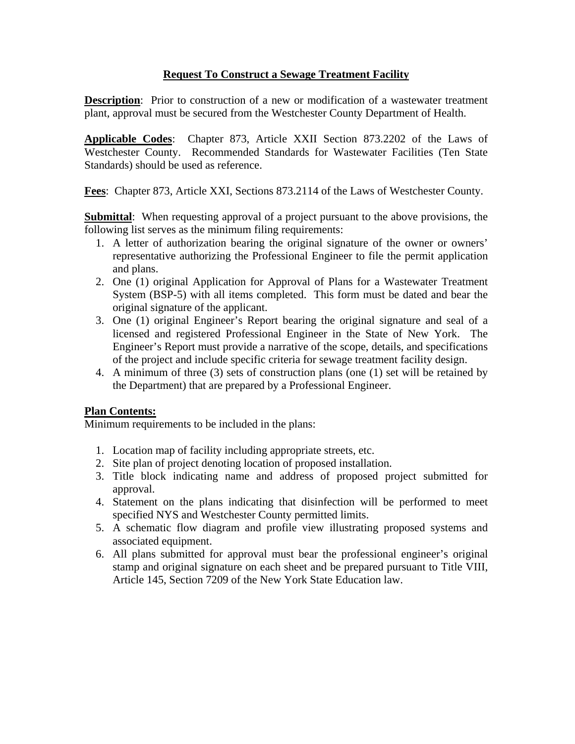# Request To Construct a Sewage Treatment Facility

**Description**: Prior to construction of a new or modification of a wastewater treatment plant, approval must be secured from the Westchester County Department of Health.

**Applicable Codes**: Chapter 873, Article XXII Section 873.2202 of the Laws of Westchester County. Recommended Standards for Wastewater Facilities (Ten State Standards) should be used as reference.

**Fees**: Chapter 873, Article XXI, Sections 873.2114 of the Laws of Westchester County.

**Submittal**: When requesting approval of a project pursuant to the above provisions, the following list serves as the minimum filing requirements:

1. A letter of authorization bearing the original signature of the owner or owners' representative authorizing the Professional Engineer to file the permit application and plans.
2. One (1) original Application for Approval of Plans for a Wastewater Treatment System (BSP-5) with all items completed. This form must be dated and bear the original signature of the applicant.
3. One (1) original Engineer's Report bearing the original signature and seal of a licensed and registered Professional Engineer in the State of New York. The Engineer's Report must provide a narrative of the scope, details, and specifications of the project and include specific criteria for sewage treatment facility design.
4. A minimum of three (3) sets of construction plans (one (1) set will be retained by the Department) that are prepared by a Professional Engineer.

**Plan Contents:**

Minimum requirements to be included in the plans:

1. Location map of facility including appropriate streets, etc.
2. Site plan of project denoting location of proposed installation.
3. Title block indicating name and address of proposed project submitted for approval.
4. Statement on the plans indicating that disinfection will be performed to meet specified NYS and Westchester County permitted limits.
5. A schematic flow diagram and profile view illustrating proposed systems and associated equipment.
6. All plans submitted for approval must bear the professional engineer's original stamp and original signature on each sheet and be prepared pursuant to Title VIII, Article 145, Section 7209 of the New York State Education law.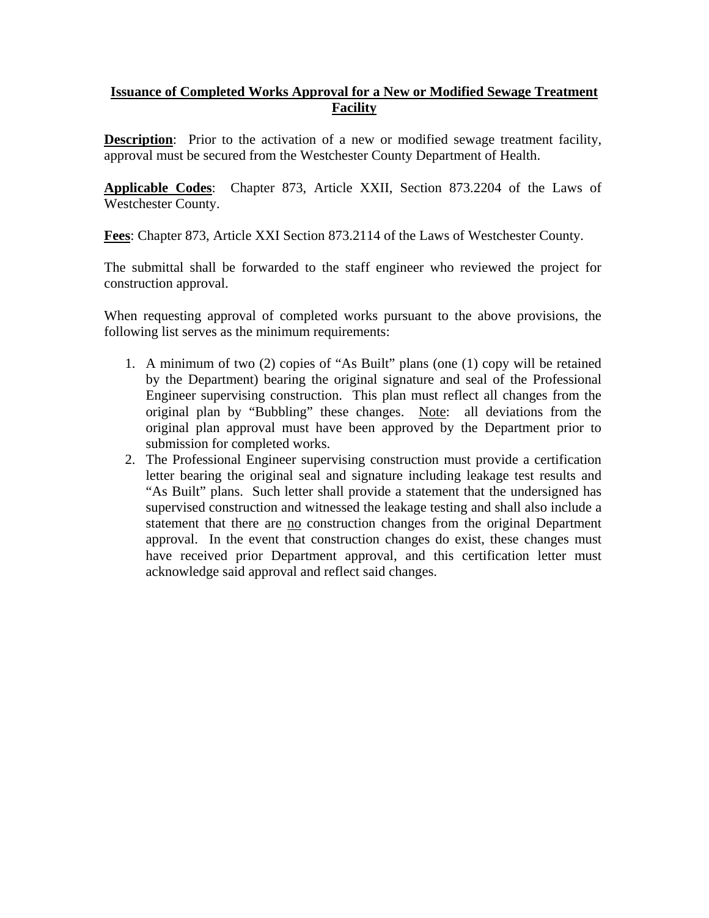**Issuance of Completed Works Approval for a New or Modified Sewage Treatment Facility**

**Description**: Prior to the activation of a new or modified sewage treatment facility, approval must be secured from the Westchester County Department of Health.

**Applicable Codes**: Chapter 873, Article XXII, Section 873.2204 of the Laws of Westchester County.

**Fees**: Chapter 873, Article XXI Section 873.2114 of the Laws of Westchester County.

The submittal shall be forwarded to the staff engineer who reviewed the project for construction approval.

When requesting approval of completed works pursuant to the above provisions, the following list serves as the minimum requirements:

1. A minimum of two (2) copies of "As Built" plans (one (1) copy will be retained by the Department) bearing the original signature and seal of the Professional Engineer supervising construction. This plan must reflect all changes from the original plan by "Bubbling" these changes. Note: all deviations from the original plan approval must have been approved by the Department prior to submission for completed works.
2. The Professional Engineer supervising construction must provide a certification letter bearing the original seal and signature including leakage test results and "As Built" plans. Such letter shall provide a statement that the undersigned has supervised construction and witnessed the leakage testing and shall also include a statement that there are no construction changes from the original Department approval. In the event that construction changes do exist, these changes must have received prior Department approval, and this certification letter must acknowledge said approval and reflect said changes.